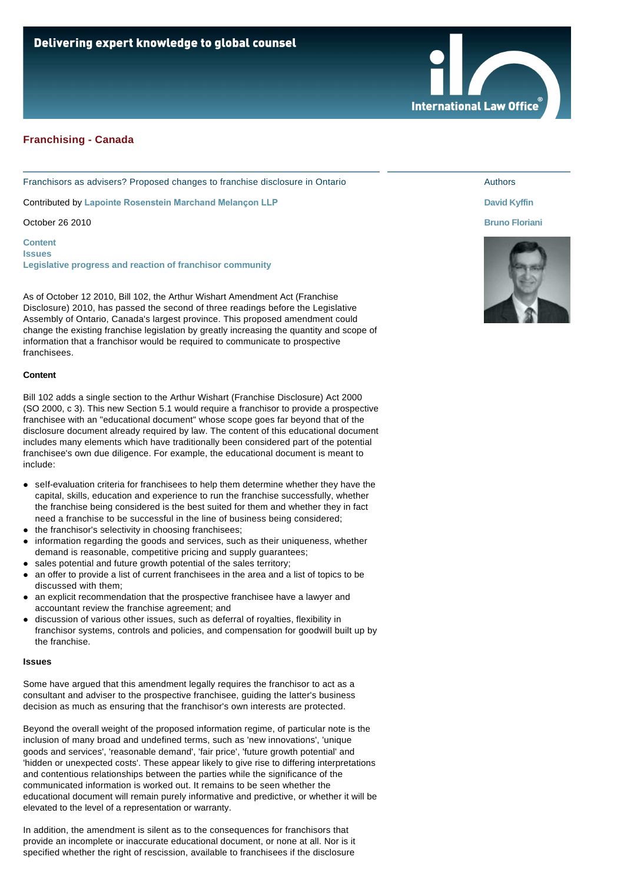Delivering expert knowledge to global counsel

International Law Office

## Franchising - Canada

### Franchisors as advisers? Proposed changes to franchise disclosure in Ontario

Contributed by **Lapointe Rosenstein Marchand Melançon LLP**

October 26 2010

Authors

**David Kyffin**

**Bruno Floriani**

**Content**
**Issues**
**Legislative progress and reaction of franchisor community**

As of October 12 2010, Bill 102, the Arthur Wishart Amendment Act (Franchise Disclosure) 2010, has passed the second of three readings before the Legislative Assembly of Ontario, Canada's largest province. This proposed amendment could change the existing franchise legislation by greatly increasing the quantity and scope of information that a franchisor would be required to communicate to prospective franchisees.

#### Content

Bill 102 adds a single section to the Arthur Wishart (Franchise Disclosure) Act 2000 (SO 2000, c 3). This new Section 5.1 would require a franchisor to provide a prospective franchisee with an "educational document" whose scope goes far beyond that of the disclosure document already required by law. The content of this educational document includes many elements which have traditionally been considered part of the potential franchisee's own due diligence. For example, the educational document is meant to include:

- self-evaluation criteria for franchisees to help them determine whether they have the capital, skills, education and experience to run the franchise successfully, whether the franchise being considered is the best suited for them and whether they in fact need a franchise to be successful in the line of business being considered;
- the franchisor's selectivity in choosing franchisees;
- information regarding the goods and services, such as their uniqueness, whether demand is reasonable, competitive pricing and supply guarantees;
- sales potential and future growth potential of the sales territory;
- an offer to provide a list of current franchisees in the area and a list of topics to be discussed with them;
- an explicit recommendation that the prospective franchisee have a lawyer and accountant review the franchise agreement; and
- discussion of various other issues, such as deferral of royalties, flexibility in franchisor systems, controls and policies, and compensation for goodwill built up by the franchise.

#### Issues

Some have argued that this amendment legally requires the franchisor to act as a consultant and adviser to the prospective franchisee, guiding the latter's business decision as much as ensuring that the franchisor's own interests are protected.

Beyond the overall weight of the proposed information regime, of particular note is the inclusion of many broad and undefined terms, such as 'new innovations', 'unique goods and services', 'reasonable demand', 'fair price', 'future growth potential' and 'hidden or unexpected costs'. These appear likely to give rise to differing interpretations and contentious relationships between the parties while the significance of the communicated information is worked out. It remains to be seen whether the educational document will remain purely informative and predictive, or whether it will be elevated to the level of a representation or warranty.

In addition, the amendment is silent as to the consequences for franchisors that provide an incomplete or inaccurate educational document, or none at all. Nor is it specified whether the right of rescission, available to franchisees if the disclosure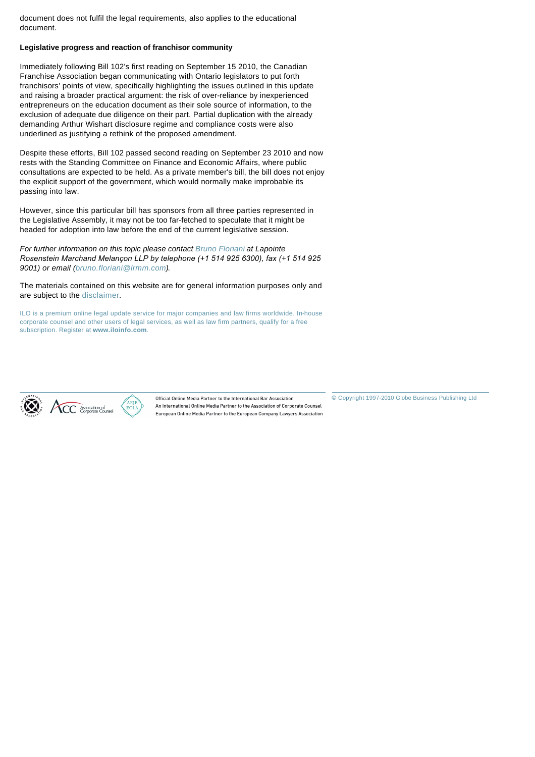document does not fulfil the legal requirements, also applies to the educational document.

**Legislative progress and reaction of franchisor community**

Immediately following Bill 102's first reading on September 15 2010, the Canadian Franchise Association began communicating with Ontario legislators to put forth franchisors' points of view, specifically highlighting the issues outlined in this update and raising a broader practical argument: the risk of over-reliance by inexperienced entrepreneurs on the education document as their sole source of information, to the exclusion of adequate due diligence on their part. Partial duplication with the already demanding Arthur Wishart disclosure regime and compliance costs were also underlined as justifying a rethink of the proposed amendment.

Despite these efforts, Bill 102 passed second reading on September 23 2010 and now rests with the Standing Committee on Finance and Economic Affairs, where public consultations are expected to be held. As a private member's bill, the bill does not enjoy the explicit support of the government, which would normally make improbable its passing into law.

However, since this particular bill has sponsors from all three parties represented in the Legislative Assembly, it may not be too far-fetched to speculate that it might be headed for adoption into law before the end of the current legislative session.

*For further information on this topic please contact Bruno Floriani at Lapointe Rosenstein Marchand Melançon LLP by telephone (+1 514 925 6300), fax (+1 514 925 9001) or email (bruno.floriani@lrmm.com).*

The materials contained on this website are for general information purposes only and are subject to the disclaimer.

ILO is a premium online legal update service for major companies and law firms worldwide. In-house corporate counsel and other users of legal services, as well as law firm partners, qualify for a free subscription. Register at **www.iloinfo.com**.

Official Online Media Partner to the International Bar Association
An International Online Media Partner to the Association of Corporate Counsel
European Online Media Partner to the European Company Lawyers Association

© Copyright 1997-2010 Globe Business Publishing Ltd